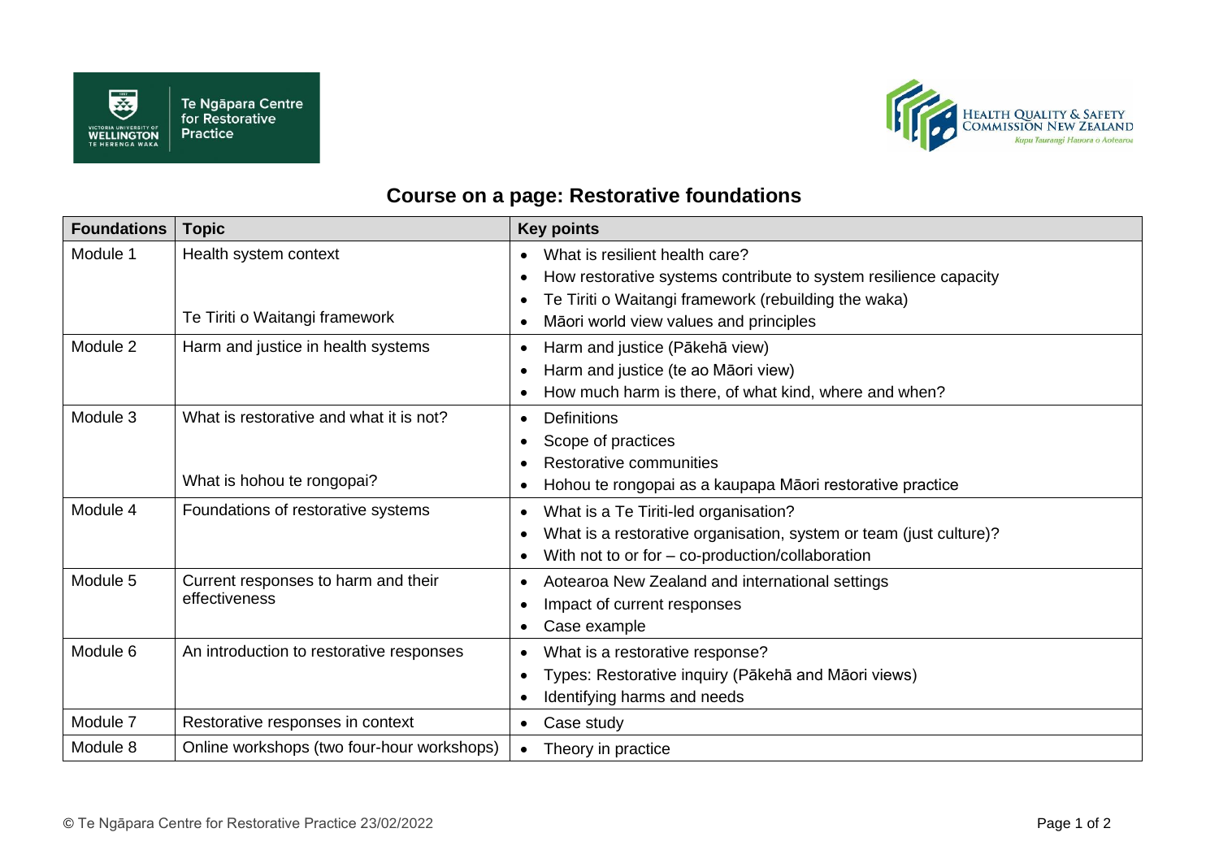## Course on a page: Restorative foundations

| Foundations | Topic | Key points |
|---|---|---|
| Module 1 | Health system context<br><br>Te Tiriti o Waitangi framework | • What is resilient health care?<br>• How restorative systems contribute to system resilience capacity<br>• Te Tiriti o Waitangi framework (rebuilding the waka)<br>• Māori world view values and principles |
| Module 2 | Harm and justice in health systems | • Harm and justice (Pākehā view)<br>• Harm and justice (te ao Māori view)<br>• How much harm is there, of what kind, where and when? |
| Module 3 | What is restorative and what it is not?<br><br>What is hohou te rongopai? | • Definitions<br>• Scope of practices<br>• Restorative communities<br>• Hohou te rongopai as a kaupapa Māori restorative practice |
| Module 4 | Foundations of restorative systems | • What is a Te Tiriti-led organisation?<br>• What is a restorative organisation, system or team (just culture)?<br>• With not to or for – co-production/collaboration |
| Module 5 | Current responses to harm and their effectiveness | • Aotearoa New Zealand and international settings<br>• Impact of current responses<br>• Case example |
| Module 6 | An introduction to restorative responses | • What is a restorative response?<br>• Types: Restorative inquiry (Pākehā and Māori views)<br>• Identifying harms and needs |
| Module 7 | Restorative responses in context | • Case study |
| Module 8 | Online workshops (two four-hour workshops) | • Theory in practice |

© Te Ngāpara Centre for Restorative Practice 23/02/2022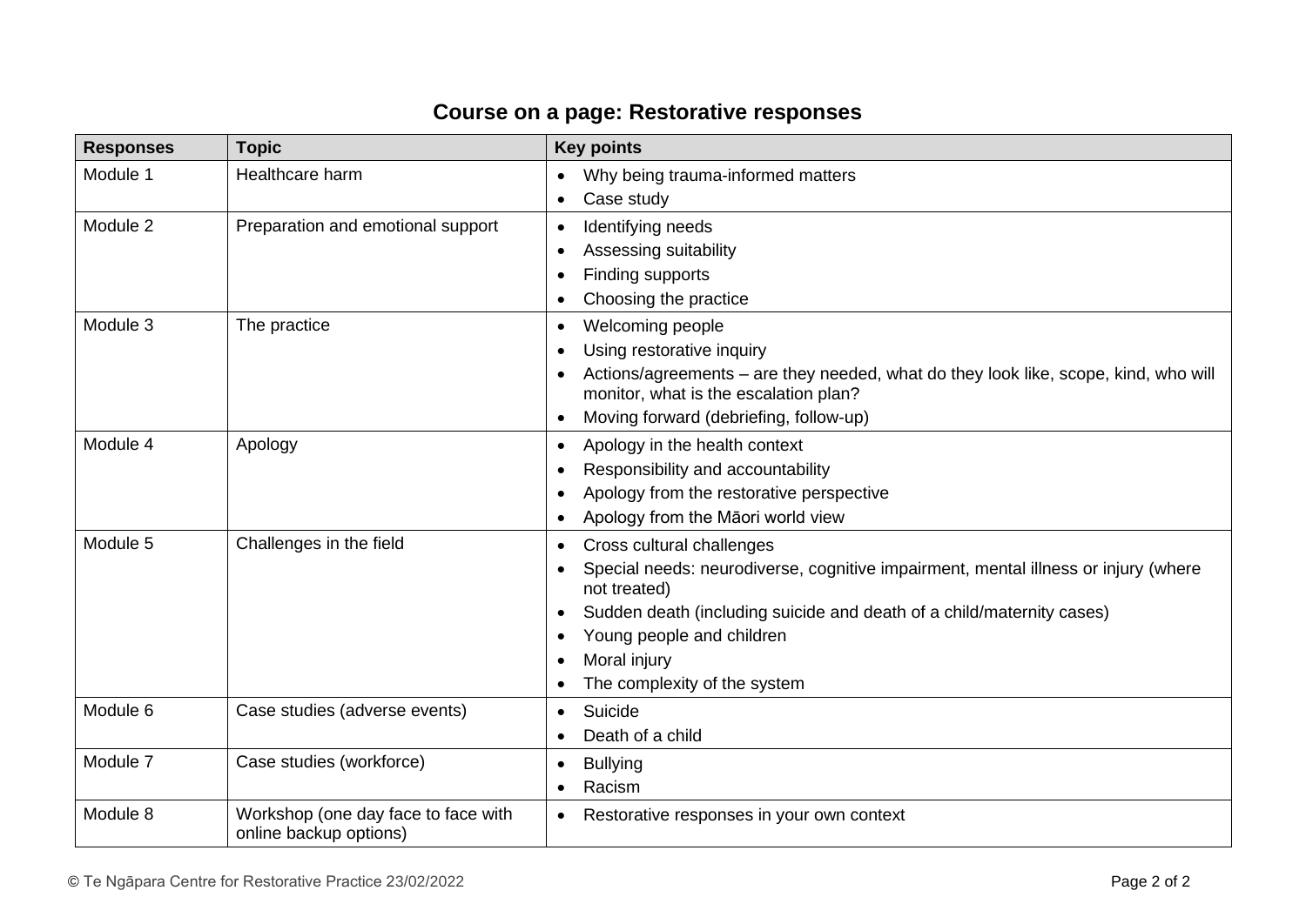## Course on a page: Restorative responses

| Responses | Topic | Key points |
| --- | --- | --- |
| Module 1 | Healthcare harm | • Why being trauma-informed matters<br>• Case study |
| Module 2 | Preparation and emotional support | • Identifying needs<br>• Assessing suitability<br>• Finding supports<br>• Choosing the practice |
| Module 3 | The practice | • Welcoming people<br>• Using restorative inquiry<br>• Actions/agreements – are they needed, what do they look like, scope, kind, who will monitor, what is the escalation plan?<br>• Moving forward (debriefing, follow-up) |
| Module 4 | Apology | • Apology in the health context<br>• Responsibility and accountability<br>• Apology from the restorative perspective<br>• Apology from the Māori world view |
| Module 5 | Challenges in the field | • Cross cultural challenges<br>• Special needs: neurodiverse, cognitive impairment, mental illness or injury (where not treated)<br>• Sudden death (including suicide and death of a child/maternity cases)<br>• Young people and children<br>• Moral injury<br>• The complexity of the system |
| Module 6 | Case studies (adverse events) | • Suicide<br>• Death of a child |
| Module 7 | Case studies (workforce) | • Bullying<br>• Racism |
| Module 8 | Workshop (one day face to face with online backup options) | • Restorative responses in your own context |

© Te Ngāpara Centre for Restorative Practice 23/02/2022